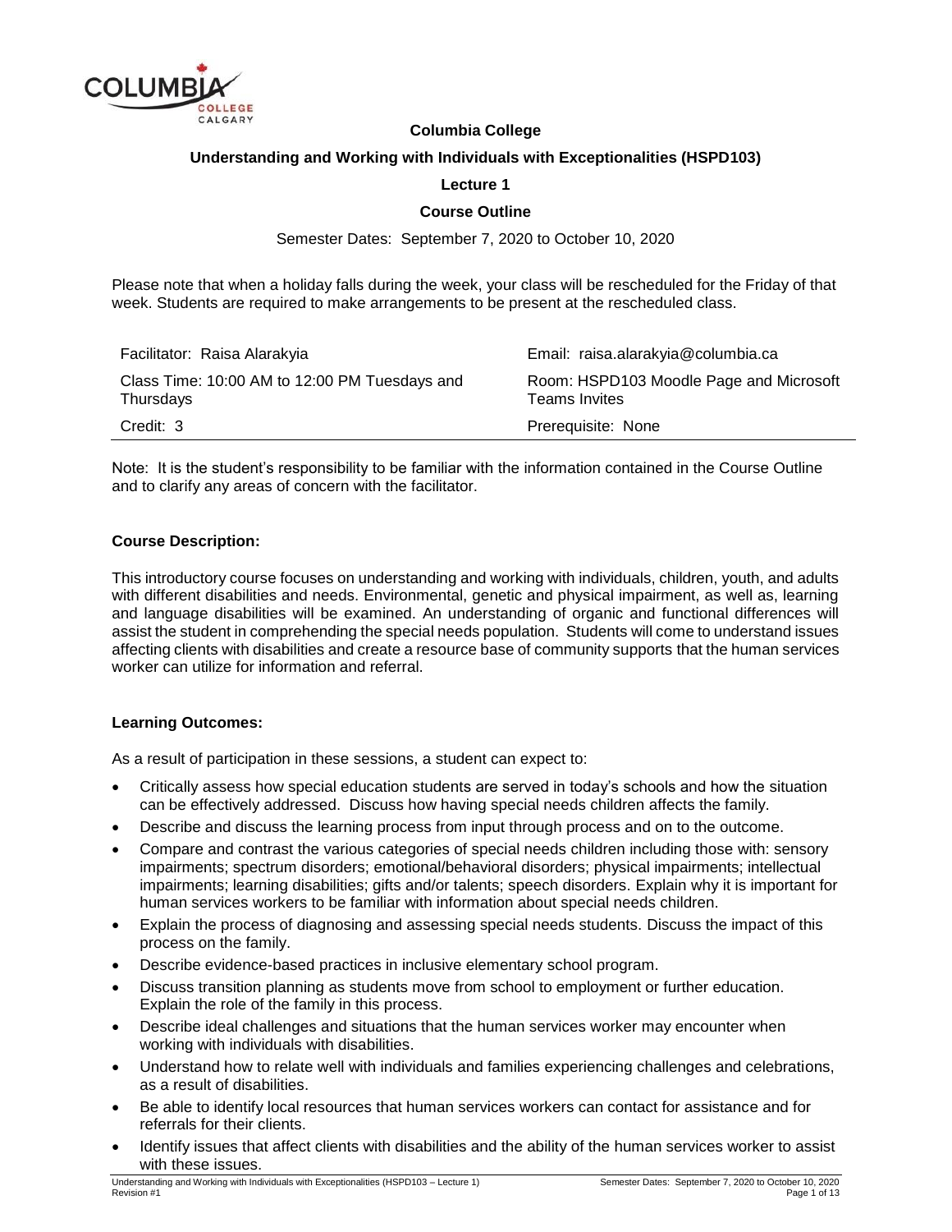**Columbia College**

**Understanding and Working with Individuals with Exceptionalities (HSPD103)**

**Lecture 1**

**Course Outline**

Semester Dates: September 7, 2020 to October 10, 2020

Please note that when a holiday falls during the week, your class will be rescheduled for the Friday of that week. Students are required to make arrangements to be present at the rescheduled class.

| | |
|---|---|
| Facilitator: Raisa Alarakyia | Email: raisa.alarakyia@columbia.ca |
| Class Time: 10:00 AM to 12:00 PM Tuesdays and Thursdays | Room: HSPD103 Moodle Page and Microsoft Teams Invites |
| Credit: 3 | Prerequisite: None |

Note: It is the student's responsibility to be familiar with the information contained in the Course Outline and to clarify any areas of concern with the facilitator.

**Course Description:**

This introductory course focuses on understanding and working with individuals, children, youth, and adults with different disabilities and needs. Environmental, genetic and physical impairment, as well as, learning and language disabilities will be examined. An understanding of organic and functional differences will assist the student in comprehending the special needs population. Students will come to understand issues affecting clients with disabilities and create a resource base of community supports that the human services worker can utilize for information and referral.

**Learning Outcomes:**

As a result of participation in these sessions, a student can expect to:

- Critically assess how special education students are served in today's schools and how the situation can be effectively addressed. Discuss how having special needs children affects the family.
- Describe and discuss the learning process from input through process and on to the outcome.
- Compare and contrast the various categories of special needs children including those with: sensory impairments; spectrum disorders; emotional/behavioral disorders; physical impairments; intellectual impairments; learning disabilities; gifts and/or talents; speech disorders. Explain why it is important for human services workers to be familiar with information about special needs children.
- Explain the process of diagnosing and assessing special needs students. Discuss the impact of this process on the family.
- Describe evidence-based practices in inclusive elementary school program.
- Discuss transition planning as students move from school to employment or further education. Explain the role of the family in this process.
- Describe ideal challenges and situations that the human services worker may encounter when working with individuals with disabilities.
- Understand how to relate well with individuals and families experiencing challenges and celebrations, as a result of disabilities.
- Be able to identify local resources that human services workers can contact for assistance and for referrals for their clients.
- Identify issues that affect clients with disabilities and the ability of the human services worker to assist with these issues.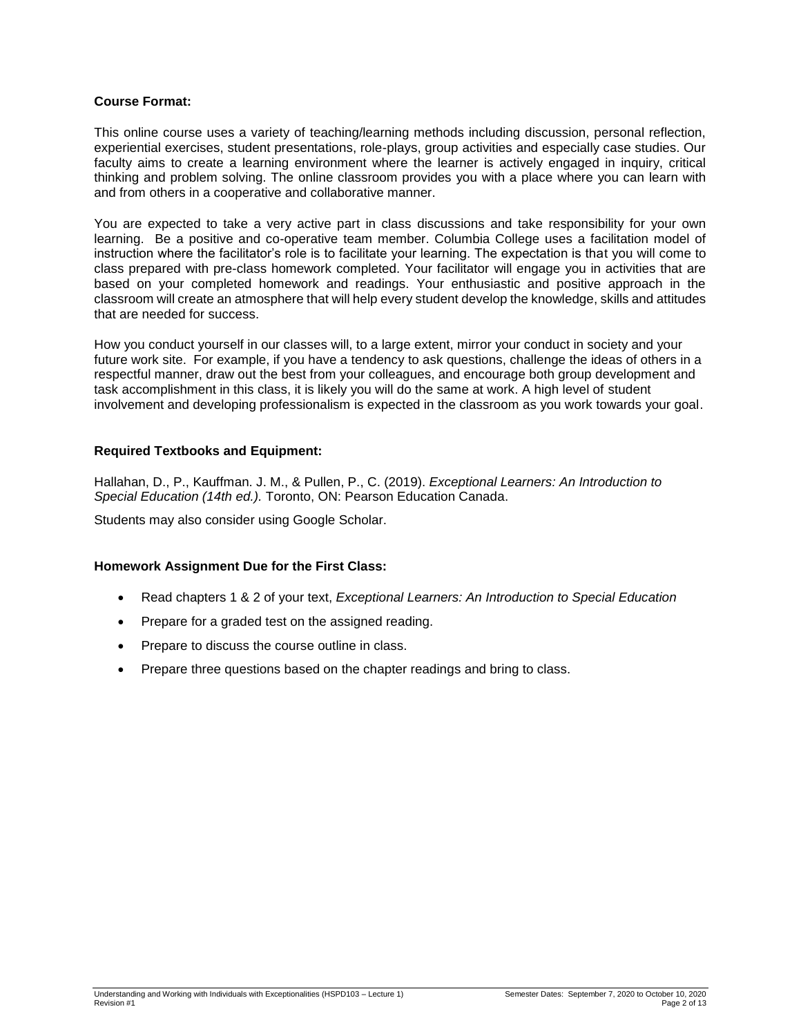**Course Format:**

This online course uses a variety of teaching/learning methods including discussion, personal reflection, experiential exercises, student presentations, role-plays, group activities and especially case studies. Our faculty aims to create a learning environment where the learner is actively engaged in inquiry, critical thinking and problem solving. The online classroom provides you with a place where you can learn with and from others in a cooperative and collaborative manner.

You are expected to take a very active part in class discussions and take responsibility for your own learning. Be a positive and co-operative team member. Columbia College uses a facilitation model of instruction where the facilitator's role is to facilitate your learning. The expectation is that you will come to class prepared with pre-class homework completed. Your facilitator will engage you in activities that are based on your completed homework and readings. Your enthusiastic and positive approach in the classroom will create an atmosphere that will help every student develop the knowledge, skills and attitudes that are needed for success.

How you conduct yourself in our classes will, to a large extent, mirror your conduct in society and your future work site. For example, if you have a tendency to ask questions, challenge the ideas of others in a respectful manner, draw out the best from your colleagues, and encourage both group development and task accomplishment in this class, it is likely you will do the same at work. A high level of student involvement and developing professionalism is expected in the classroom as you work towards your goal.

**Required Textbooks and Equipment:**

Hallahan, D., P., Kauffman. J. M., & Pullen, P., C. (2019). *Exceptional Learners: An Introduction to Special Education (14th ed.).* Toronto, ON: Pearson Education Canada.

Students may also consider using Google Scholar.

**Homework Assignment Due for the First Class:**

- Read chapters 1 & 2 of your text, *Exceptional Learners: An Introduction to Special Education*
- Prepare for a graded test on the assigned reading.
- Prepare to discuss the course outline in class.
- Prepare three questions based on the chapter readings and bring to class.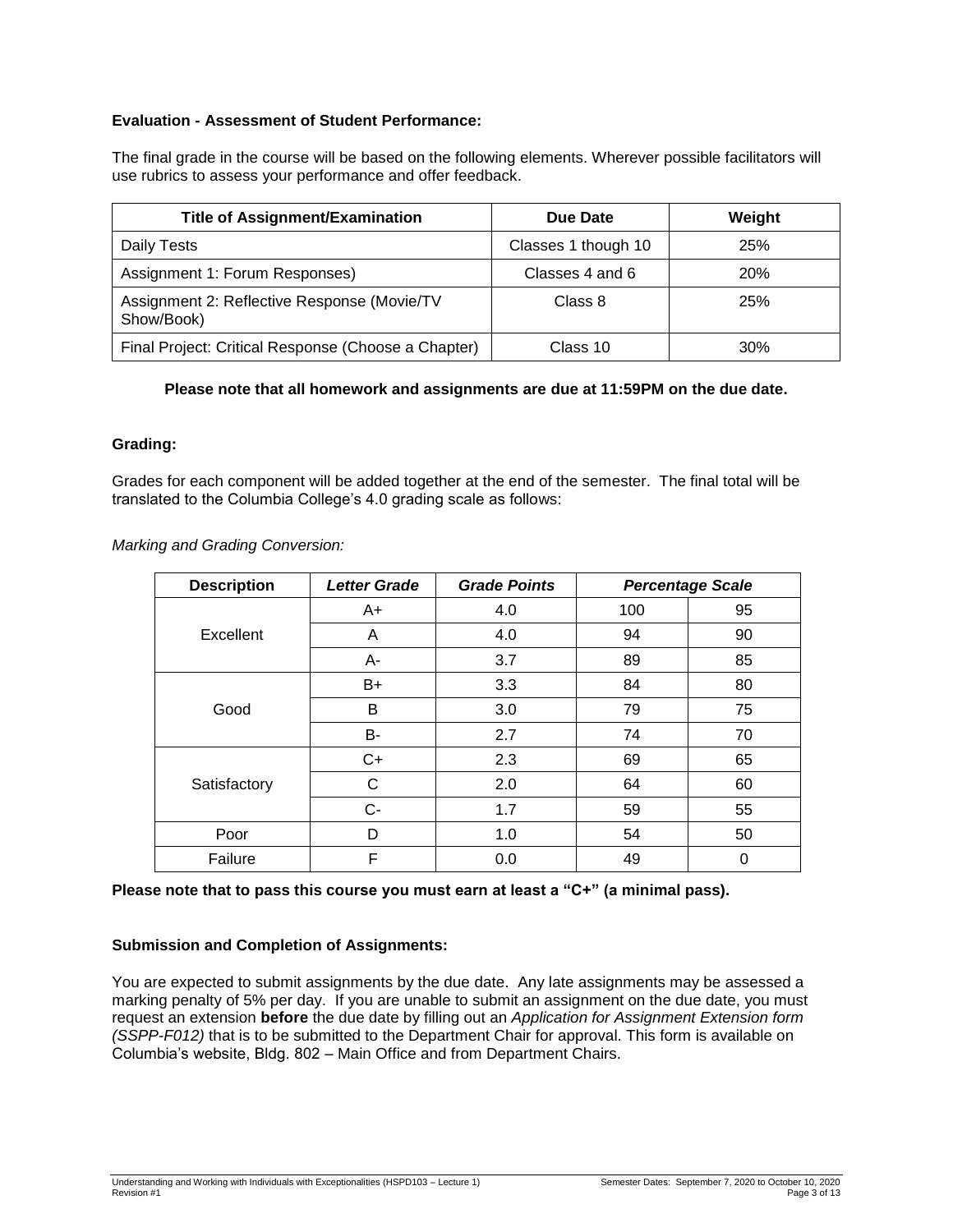**Evaluation - Assessment of Student Performance:**

The final grade in the course will be based on the following elements. Wherever possible facilitators will use rubrics to assess your performance and offer feedback.

| Title of Assignment/Examination | Due Date | Weight |
|---|---|---|
| Daily Tests | Classes 1 though 10 | 25% |
| Assignment 1: Forum Responses) | Classes 4 and 6 | 20% |
| Assignment 2: Reflective Response (Movie/TV Show/Book) | Class 8 | 25% |
| Final Project: Critical Response (Choose a Chapter) | Class 10 | 30% |

**Please note that all homework and assignments are due at 11:59PM on the due date.**

**Grading:**

Grades for each component will be added together at the end of the semester. The final total will be translated to the Columbia College's 4.0 grading scale as follows:

*Marking and Grading Conversion:*

| Description | Letter Grade | Grade Points | Percentage Scale | |
|---|---|---|---|---|
| Excellent | A+ | 4.0 | 100 | 95 |
| | A | 4.0 | 94 | 90 |
| | A- | 3.7 | 89 | 85 |
| Good | B+ | 3.3 | 84 | 80 |
| | B | 3.0 | 79 | 75 |
| | B- | 2.7 | 74 | 70 |
| Satisfactory | C+ | 2.3 | 69 | 65 |
| | C | 2.0 | 64 | 60 |
| | C- | 1.7 | 59 | 55 |
| Poor | D | 1.0 | 54 | 50 |
| Failure | F | 0.0 | 49 | 0 |

**Please note that to pass this course you must earn at least a "C+" (a minimal pass).**

**Submission and Completion of Assignments:**

You are expected to submit assignments by the due date. Any late assignments may be assessed a marking penalty of 5% per day. If you are unable to submit an assignment on the due date, you must request an extension **before** the due date by filling out an *Application for Assignment Extension form (SSPP-F012)* that is to be submitted to the Department Chair for approval. This form is available on Columbia's website, Bldg. 802 – Main Office and from Department Chairs.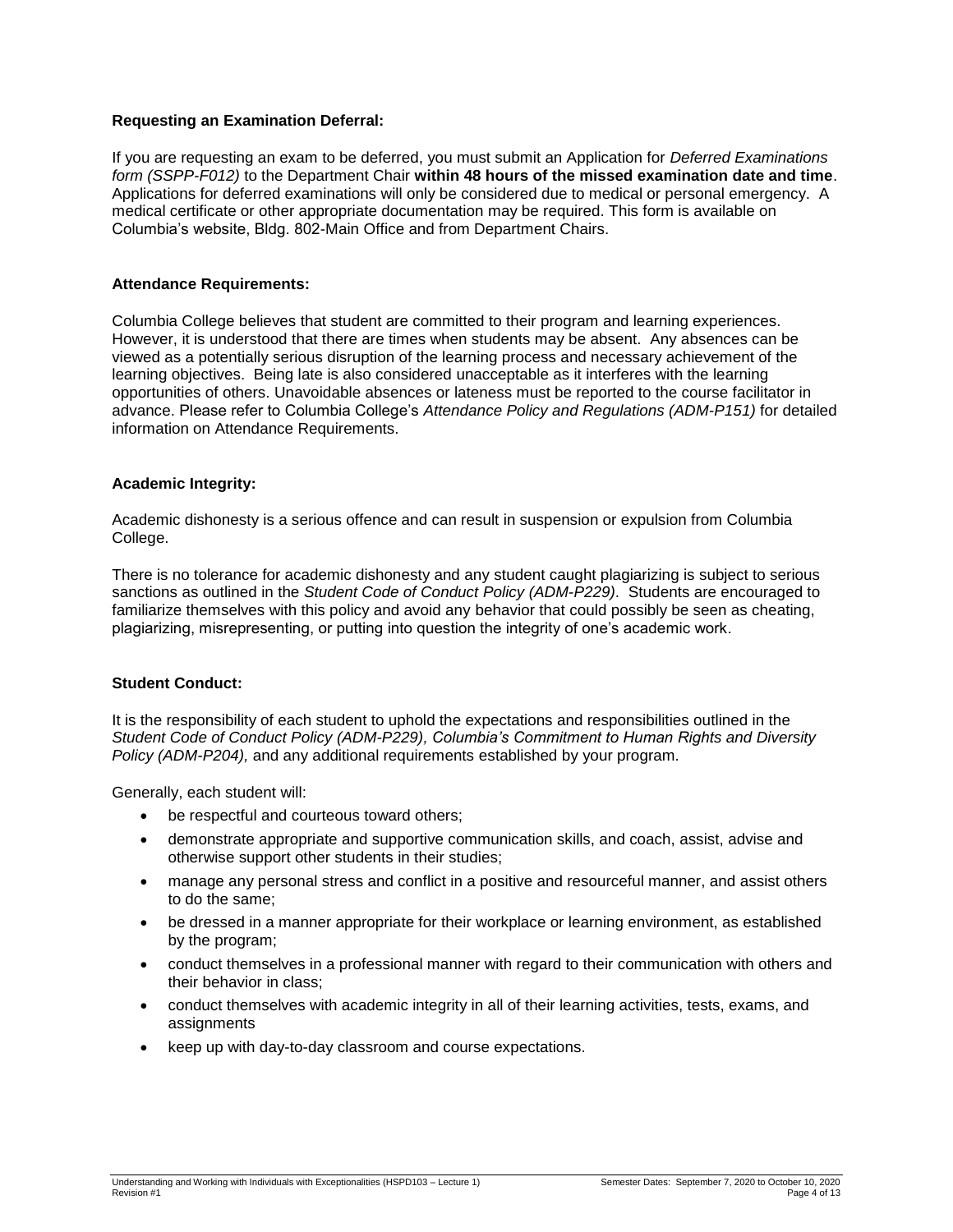### Requesting an Examination Deferral:

If you are requesting an exam to be deferred, you must submit an Application for *Deferred Examinations form (SSPP-F012)* to the Department Chair **within 48 hours of the missed examination date and time**. Applications for deferred examinations will only be considered due to medical or personal emergency. A medical certificate or other appropriate documentation may be required. This form is available on Columbia's website, Bldg. 802-Main Office and from Department Chairs.

### Attendance Requirements:

Columbia College believes that student are committed to their program and learning experiences. However, it is understood that there are times when students may be absent. Any absences can be viewed as a potentially serious disruption of the learning process and necessary achievement of the learning objectives. Being late is also considered unacceptable as it interferes with the learning opportunities of others. Unavoidable absences or lateness must be reported to the course facilitator in advance. Please refer to Columbia College's *Attendance Policy and Regulations (ADM-P151)* for detailed information on Attendance Requirements.

### Academic Integrity:

Academic dishonesty is a serious offence and can result in suspension or expulsion from Columbia College.

There is no tolerance for academic dishonesty and any student caught plagiarizing is subject to serious sanctions as outlined in the *Student Code of Conduct Policy (ADM-P229)*. Students are encouraged to familiarize themselves with this policy and avoid any behavior that could possibly be seen as cheating, plagiarizing, misrepresenting, or putting into question the integrity of one's academic work.

### Student Conduct:

It is the responsibility of each student to uphold the expectations and responsibilities outlined in the *Student Code of Conduct Policy (ADM-P229), Columbia's Commitment to Human Rights and Diversity Policy (ADM-P204),* and any additional requirements established by your program.

Generally, each student will:

- be respectful and courteous toward others;
- demonstrate appropriate and supportive communication skills, and coach, assist, advise and otherwise support other students in their studies;
- manage any personal stress and conflict in a positive and resourceful manner, and assist others to do the same;
- be dressed in a manner appropriate for their workplace or learning environment, as established by the program;
- conduct themselves in a professional manner with regard to their communication with others and their behavior in class;
- conduct themselves with academic integrity in all of their learning activities, tests, exams, and assignments
- keep up with day-to-day classroom and course expectations.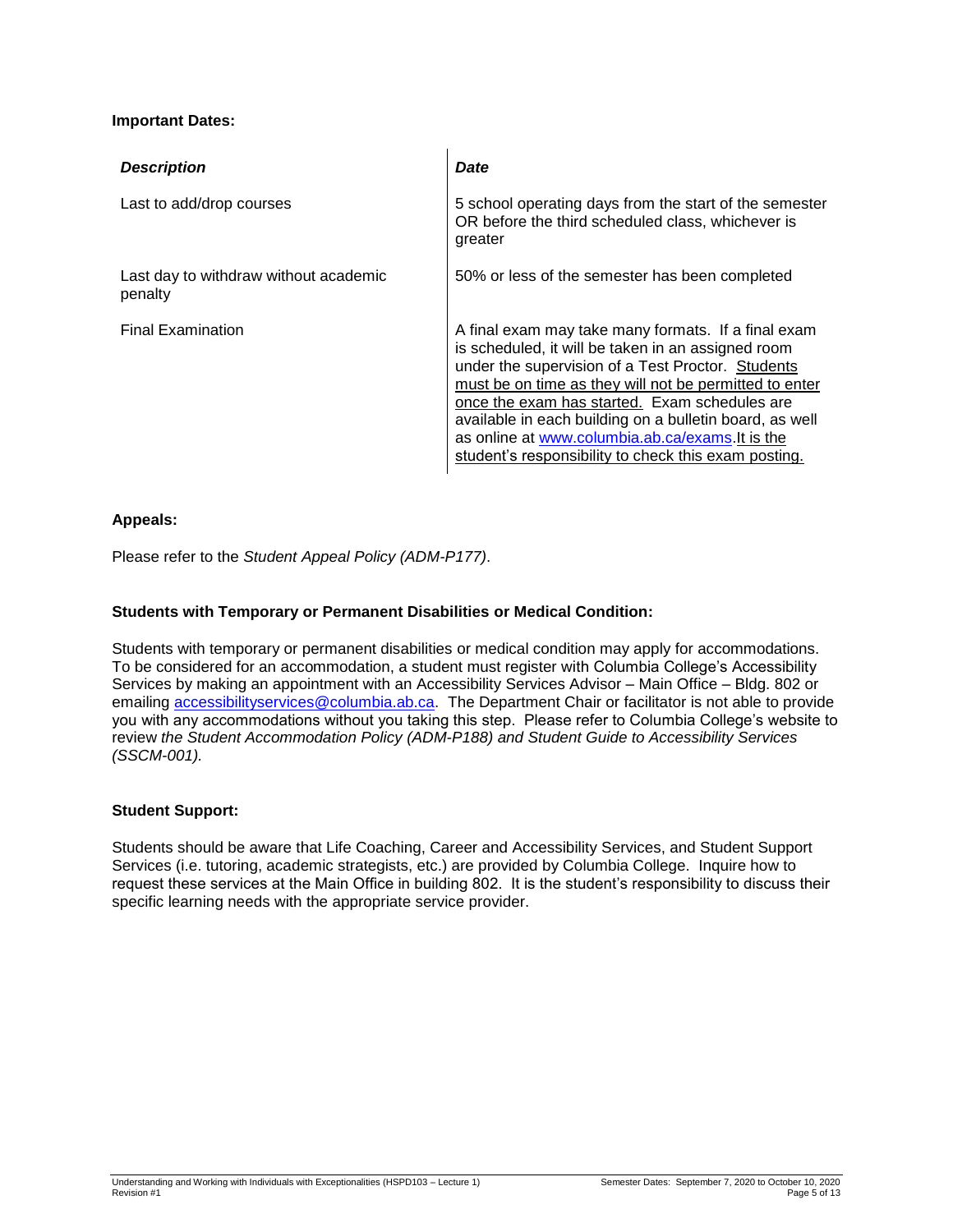**Important Dates:**

| *Description* | *Date* |
|---|---|
| Last to add/drop courses | 5 school operating days from the start of the semester OR before the third scheduled class, whichever is greater |
| Last day to withdraw without academic penalty | 50% or less of the semester has been completed |
| Final Examination | A final exam may take many formats. If a final exam is scheduled, it will be taken in an assigned room under the supervision of a Test Proctor. <u>Students must be on time as they will not be permitted to enter once the exam has started.</u> Exam schedules are available in each building on a bulletin board, as well as online at [www.columbia.ab.ca/exams](www.columbia.ab.ca/exams).<u>It is the student's responsibility to check this exam posting.</u> |

**Appeals:**

Please refer to the *Student Appeal Policy (ADM-P177)*.

**Students with Temporary or Permanent Disabilities or Medical Condition:**

Students with temporary or permanent disabilities or medical condition may apply for accommodations. To be considered for an accommodation, a student must register with Columbia College's Accessibility Services by making an appointment with an Accessibility Services Advisor – Main Office – Bldg. 802 or emailing [accessibilityservices@columbia.ab.ca](mailto:accessibilityservices@columbia.ab.ca). The Department Chair or facilitator is not able to provide you with any accommodations without you taking this step. Please refer to Columbia College's website to review *the Student Accommodation Policy (ADM-P188) and Student Guide to Accessibility Services (SSCM-001).*

**Student Support:**

Students should be aware that Life Coaching, Career and Accessibility Services, and Student Support Services (i.e. tutoring, academic strategists, etc.) are provided by Columbia College. Inquire how to request these services at the Main Office in building 802. It is the student's responsibility to discuss their specific learning needs with the appropriate service provider.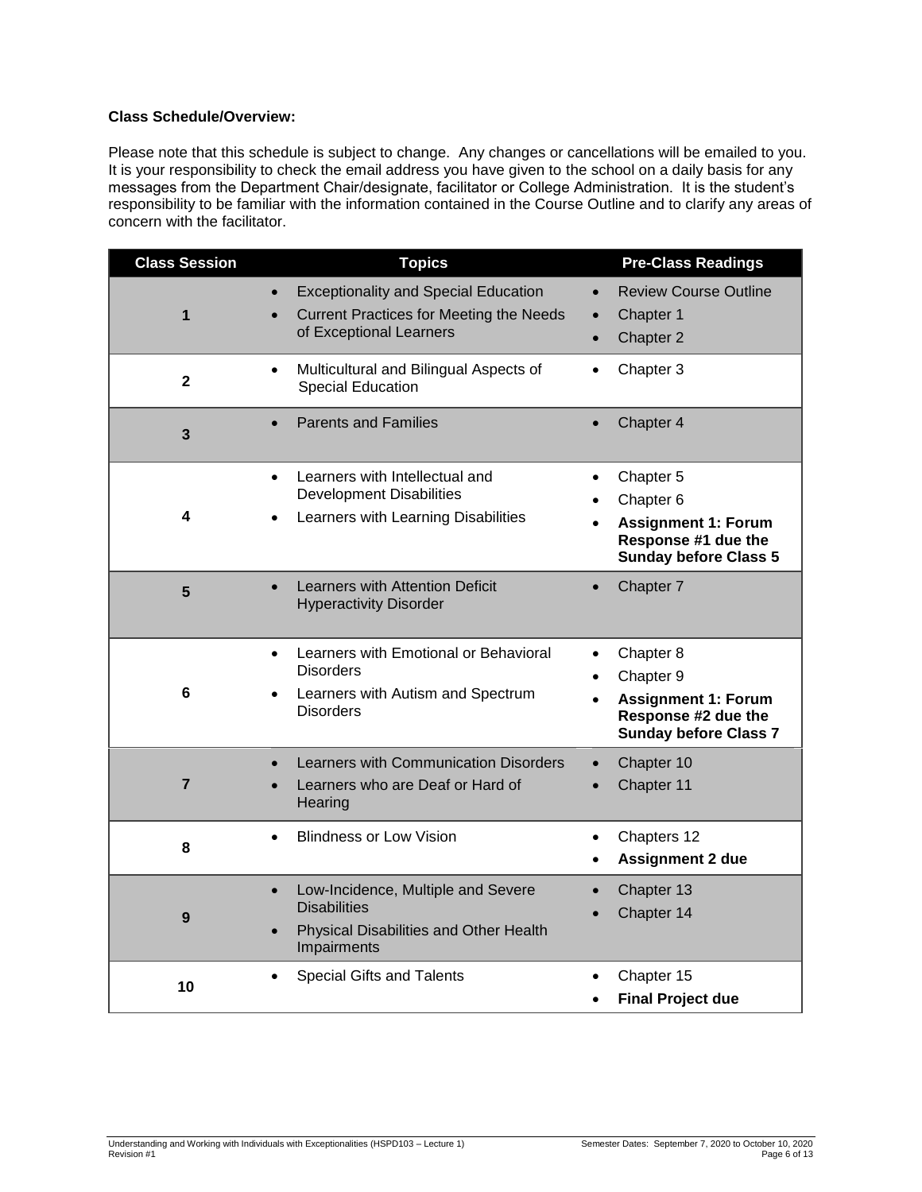**Class Schedule/Overview:**

Please note that this schedule is subject to change. Any changes or cancellations will be emailed to you. It is your responsibility to check the email address you have given to the school on a daily basis for any messages from the Department Chair/designate, facilitator or College Administration. It is the student's responsibility to be familiar with the information contained in the Course Outline and to clarify any areas of concern with the facilitator.

| Class Session | Topics | Pre-Class Readings |
|---|---|---|
| **1** | • Exceptionality and Special Education<br>• Current Practices for Meeting the Needs of Exceptional Learners | • Review Course Outline<br>• Chapter 1<br>• Chapter 2 |
| **2** | • Multicultural and Bilingual Aspects of Special Education | • Chapter 3 |
| **3** | • Parents and Families | • Chapter 4 |
| **4** | • Learners with Intellectual and Development Disabilities<br>• Learners with Learning Disabilities | • Chapter 5<br>• Chapter 6<br>• **Assignment 1: Forum Response #1 due the Sunday before Class 5** |
| **5** | • Learners with Attention Deficit Hyperactivity Disorder | • Chapter 7 |
| **6** | • Learners with Emotional or Behavioral Disorders<br>• Learners with Autism and Spectrum Disorders | • Chapter 8<br>• Chapter 9<br>• **Assignment 1: Forum Response #2 due the Sunday before Class 7** |
| **7** | • Learners with Communication Disorders<br>• Learners who are Deaf or Hard of Hearing | • Chapter 10<br>• Chapter 11 |
| **8** | • Blindness or Low Vision | • Chapters 12<br>• **Assignment 2 due** |
| **9** | • Low-Incidence, Multiple and Severe Disabilities<br>• Physical Disabilities and Other Health Impairments | • Chapter 13<br>• Chapter 14 |
| **10** | • Special Gifts and Talents | • Chapter 15<br>• **Final Project due** |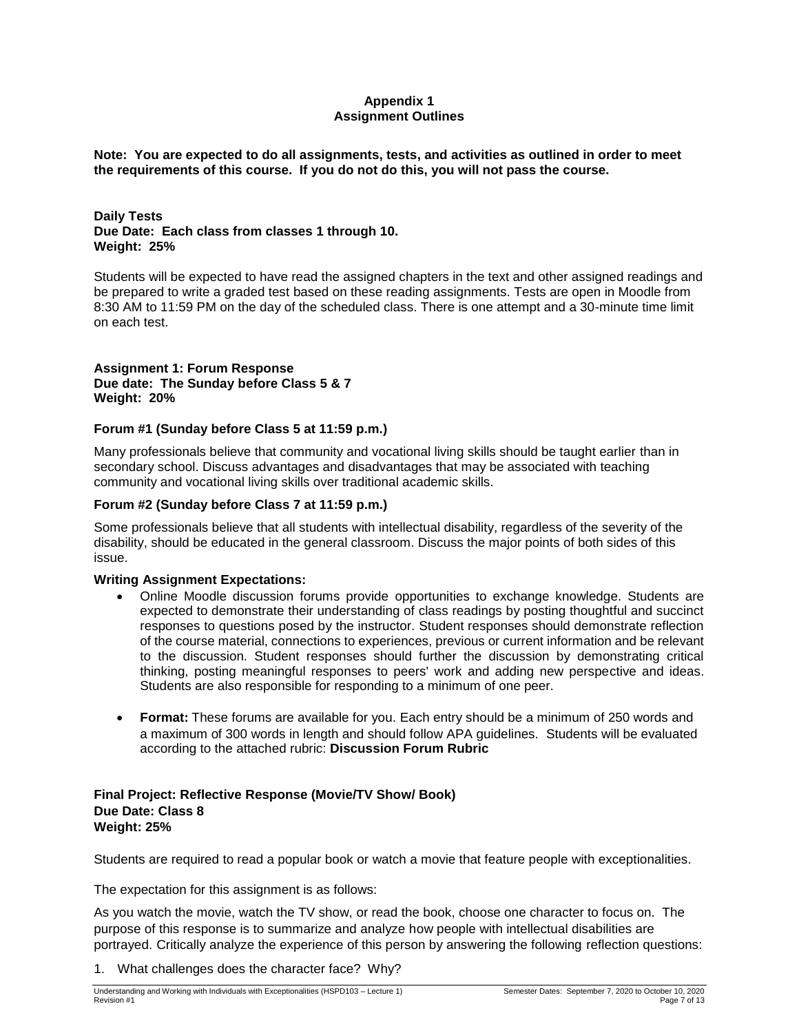## Appendix 1
## Assignment Outlines

**Note: You are expected to do all assignments, tests, and activities as outlined in order to meet the requirements of this course. If you do not do this, you will not pass the course.**

**Daily Tests**
**Due Date: Each class from classes 1 through 10.**
**Weight: 25%**

Students will be expected to have read the assigned chapters in the text and other assigned readings and be prepared to write a graded test based on these reading assignments. Tests are open in Moodle from 8:30 AM to 11:59 PM on the day of the scheduled class. There is one attempt and a 30-minute time limit on each test.

**Assignment 1: Forum Response**
**Due date: The Sunday before Class 5 & 7**
**Weight: 20%**

**Forum #1 (Sunday before Class 5 at 11:59 p.m.)**

Many professionals believe that community and vocational living skills should be taught earlier than in secondary school. Discuss advantages and disadvantages that may be associated with teaching community and vocational living skills over traditional academic skills.

**Forum #2 (Sunday before Class 7 at 11:59 p.m.)**

Some professionals believe that all students with intellectual disability, regardless of the severity of the disability, should be educated in the general classroom. Discuss the major points of both sides of this issue.

**Writing Assignment Expectations:**

- Online Moodle discussion forums provide opportunities to exchange knowledge. Students are expected to demonstrate their understanding of class readings by posting thoughtful and succinct responses to questions posed by the instructor. Student responses should demonstrate reflection of the course material, connections to experiences, previous or current information and be relevant to the discussion. Student responses should further the discussion by demonstrating critical thinking, posting meaningful responses to peers' work and adding new perspective and ideas. Students are also responsible for responding to a minimum of one peer.

- **Format:** These forums are available for you. Each entry should be a minimum of 250 words and a maximum of 300 words in length and should follow APA guidelines. Students will be evaluated according to the attached rubric: **Discussion Forum Rubric**

**Final Project: Reflective Response (Movie/TV Show/ Book)**
**Due Date: Class 8**
**Weight: 25%**

Students are required to read a popular book or watch a movie that feature people with exceptionalities.

The expectation for this assignment is as follows:

As you watch the movie, watch the TV show, or read the book, choose one character to focus on. The purpose of this response is to summarize and analyze how people with intellectual disabilities are portrayed. Critically analyze the experience of this person by answering the following reflection questions:

1. What challenges does the character face? Why?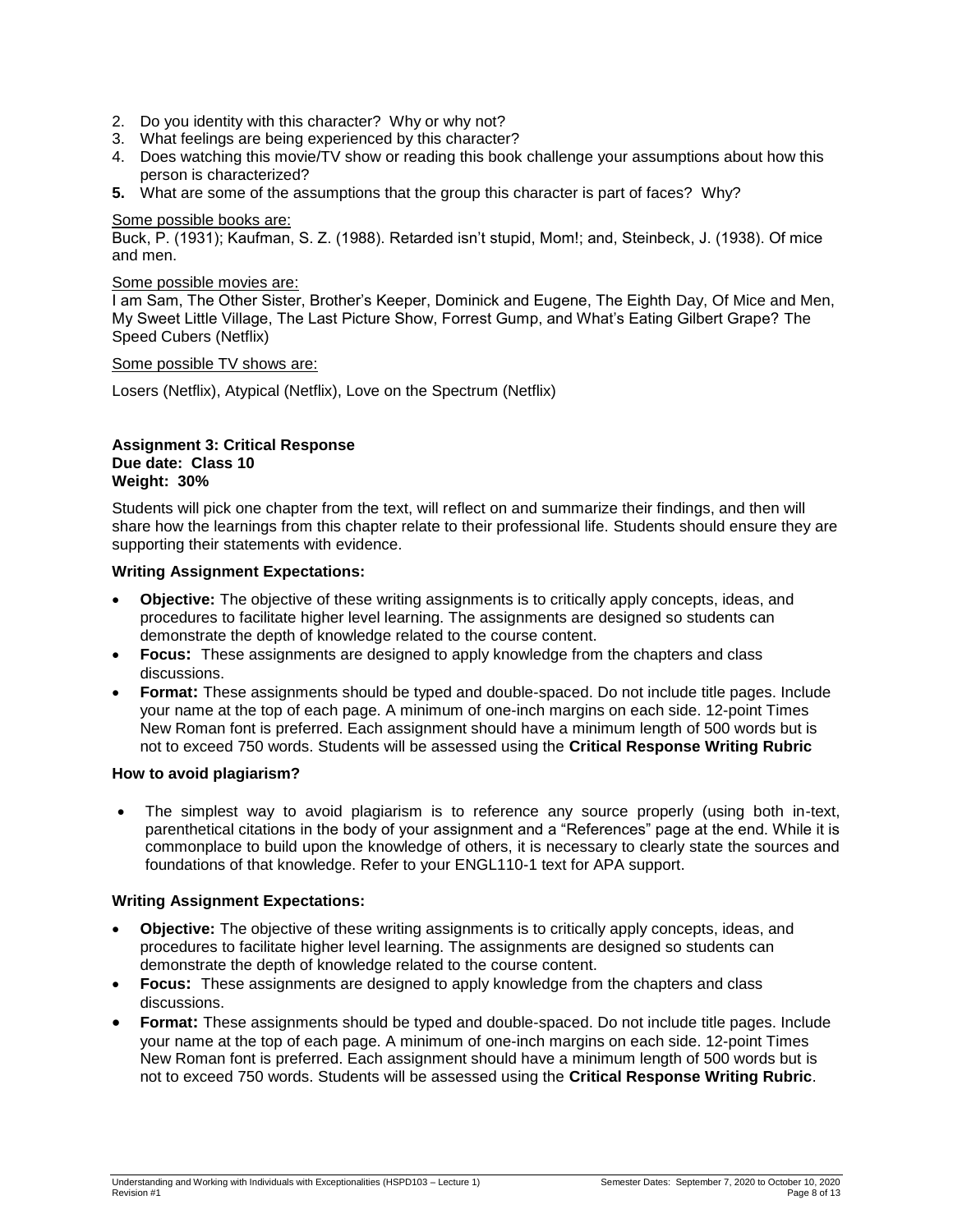2. Do you identity with this character? Why or why not?
3. What feelings are being experienced by this character?
4. Does watching this movie/TV show or reading this book challenge your assumptions about how this person is characterized?
5. **What are some of the assumptions that the group this character is part of faces? Why?**

Some possible books are:

Buck, P. (1931); Kaufman, S. Z. (1988). Retarded isn't stupid, Mom!; and, Steinbeck, J. (1938). Of mice and men.

Some possible movies are:

I am Sam, The Other Sister, Brother's Keeper, Dominick and Eugene, The Eighth Day, Of Mice and Men, My Sweet Little Village, The Last Picture Show, Forrest Gump, and What's Eating Gilbert Grape? The Speed Cubers (Netflix)

Some possible TV shows are:

Losers (Netflix), Atypical (Netflix), Love on the Spectrum (Netflix)

**Assignment 3: Critical Response**
**Due date: Class 10**
**Weight: 30%**

Students will pick one chapter from the text, will reflect on and summarize their findings, and then will share how the learnings from this chapter relate to their professional life. Students should ensure they are supporting their statements with evidence.

**Writing Assignment Expectations:**

- **Objective:** The objective of these writing assignments is to critically apply concepts, ideas, and procedures to facilitate higher level learning. The assignments are designed so students can demonstrate the depth of knowledge related to the course content.
- **Focus:** These assignments are designed to apply knowledge from the chapters and class discussions.
- **Format:** These assignments should be typed and double-spaced. Do not include title pages. Include your name at the top of each page. A minimum of one-inch margins on each side. 12-point Times New Roman font is preferred. Each assignment should have a minimum length of 500 words but is not to exceed 750 words. Students will be assessed using the **Critical Response Writing Rubric**

**How to avoid plagiarism?**

- The simplest way to avoid plagiarism is to reference any source properly (using both in-text, parenthetical citations in the body of your assignment and a "References" page at the end. While it is commonplace to build upon the knowledge of others, it is necessary to clearly state the sources and foundations of that knowledge. Refer to your ENGL110-1 text for APA support.

**Writing Assignment Expectations:**

- **Objective:** The objective of these writing assignments is to critically apply concepts, ideas, and procedures to facilitate higher level learning. The assignments are designed so students can demonstrate the depth of knowledge related to the course content.
- **Focus:** These assignments are designed to apply knowledge from the chapters and class discussions.
- **Format:** These assignments should be typed and double-spaced. Do not include title pages. Include your name at the top of each page. A minimum of one-inch margins on each side. 12-point Times New Roman font is preferred. Each assignment should have a minimum length of 500 words but is not to exceed 750 words. Students will be assessed using the **Critical Response Writing Rubric**.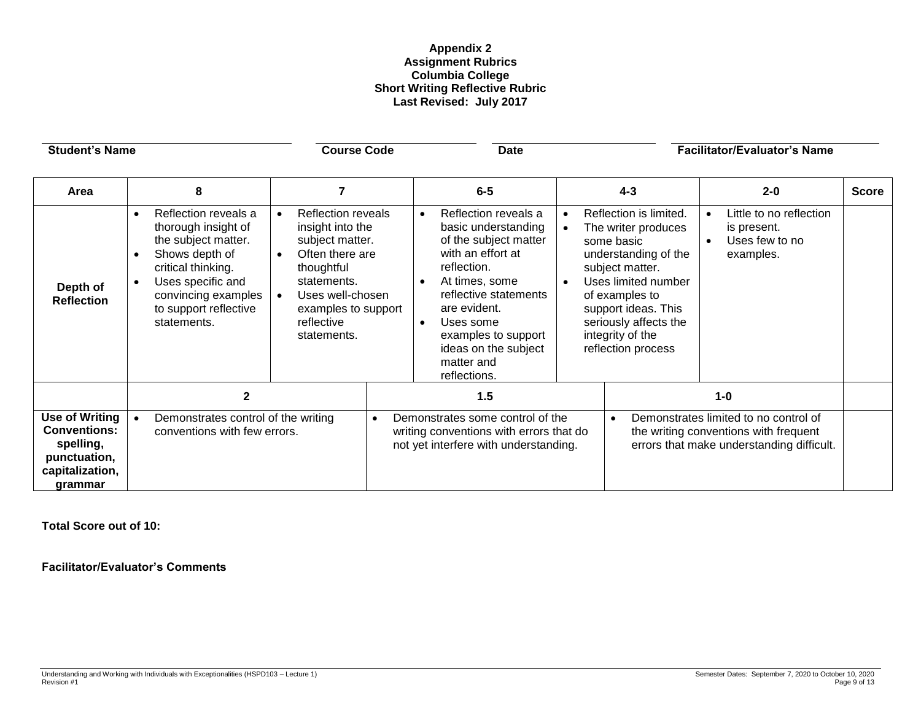**Appendix 2**
**Assignment Rubrics**
**Columbia College**
**Short Writing Reflective Rubric**
**Last Revised: July 2017**

**Student's Name** \_\_\_\_\_\_\_\_\_\_\_\_ **Course Code** \_\_\_\_\_\_\_\_\_\_\_\_ **Date** \_\_\_\_\_\_\_\_\_\_\_\_ **Facilitator/Evaluator's Name** \_\_\_\_\_\_\_\_\_\_\_\_

| Area | 8 | 7 | 6-5 | 4-3 | 2-0 | Score |
|---|---|---|---|---|---|---|
| **Depth of Reflection** | • Reflection reveals a thorough insight of the subject matter.<br>• Shows depth of critical thinking.<br>• Uses specific and convincing examples to support reflective statements. | • Reflection reveals insight into the subject matter.<br>• Often there are thoughtful statements.<br>• Uses well-chosen examples to support reflective statements. | • Reflection reveals a basic understanding of the subject matter with an effort at reflection.<br>• At times, some reflective statements are evident.<br>• Uses some examples to support ideas on the subject matter and reflections. | • Reflection is limited.<br>• The writer produces some basic understanding of the subject matter.<br>• Uses limited number of examples to support ideas. This seriously affects the integrity of the reflection process | • Little to no reflection is present.<br>• Uses few to no examples. | |

| | 2 | 1.5 | 1-0 | |
|---|---|---|---|---|
| **Use of Writing Conventions: spelling, punctuation, capitalization, grammar** | • Demonstrates control of the writing conventions with few errors. | • Demonstrates some control of the writing conventions with errors that do not yet interfere with understanding. | • Demonstrates limited to no control of the writing conventions with frequent errors that make understanding difficult. | |

**Total Score out of 10:**

**Facilitator/Evaluator's Comments**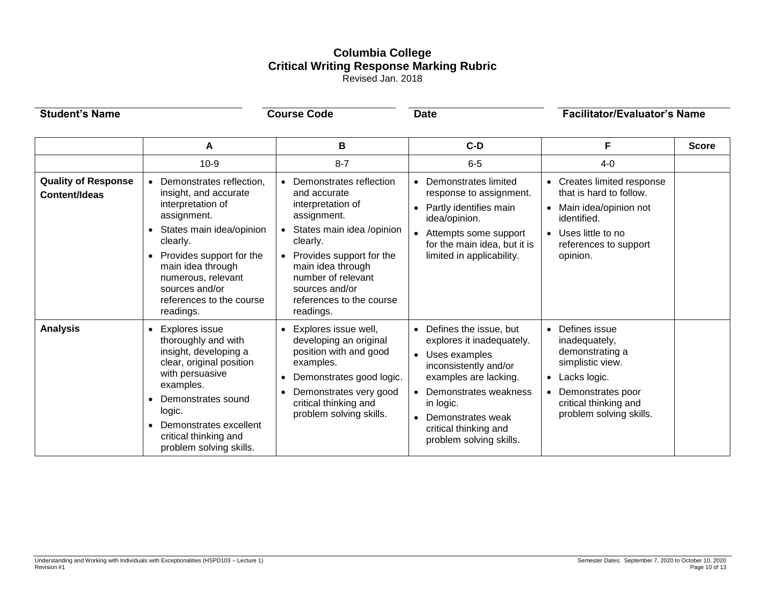# Columbia College
## Critical Writing Response Marking Rubric
Revised Jan. 2018

**Student's Name** | **Course Code** | **Date** | **Facilitator/Evaluator's Name**

| | A | B | C-D | F | Score |
|---|---|---|---|---|---|
| | 10-9 | 8-7 | 6-5 | 4-0 | |
| **Quality of Response Content/Ideas** | • Demonstrates reflection, insight, and accurate interpretation of assignment.<br>• States main idea/opinion clearly.<br>• Provides support for the main idea through numerous, relevant sources and/or references to the course readings. | • Demonstrates reflection and accurate interpretation of assignment.<br>• States main idea /opinion clearly.<br>• Provides support for the main idea through number of relevant sources and/or references to the course readings. | • Demonstrates limited response to assignment.<br>• Partly identifies main idea/opinion.<br>• Attempts some support for the main idea, but it is limited in applicability. | • Creates limited response that is hard to follow.<br>• Main idea/opinion not identified.<br>• Uses little to no references to support opinion. | |
| **Analysis** | • Explores issue thoroughly and with insight, developing a clear, original position with persuasive examples.<br>• Demonstrates sound logic.<br>• Demonstrates excellent critical thinking and problem solving skills. | • Explores issue well, developing an original position with and good examples.<br>• Demonstrates good logic.<br>• Demonstrates very good critical thinking and problem solving skills. | • Defines the issue, but explores it inadequately.<br>• Uses examples inconsistently and/or examples are lacking.<br>• Demonstrates weakness in logic.<br>• Demonstrates weak critical thinking and problem solving skills. | • Defines issue inadequately, demonstrating a simplistic view.<br>• Lacks logic.<br>• Demonstrates poor critical thinking and problem solving skills. | |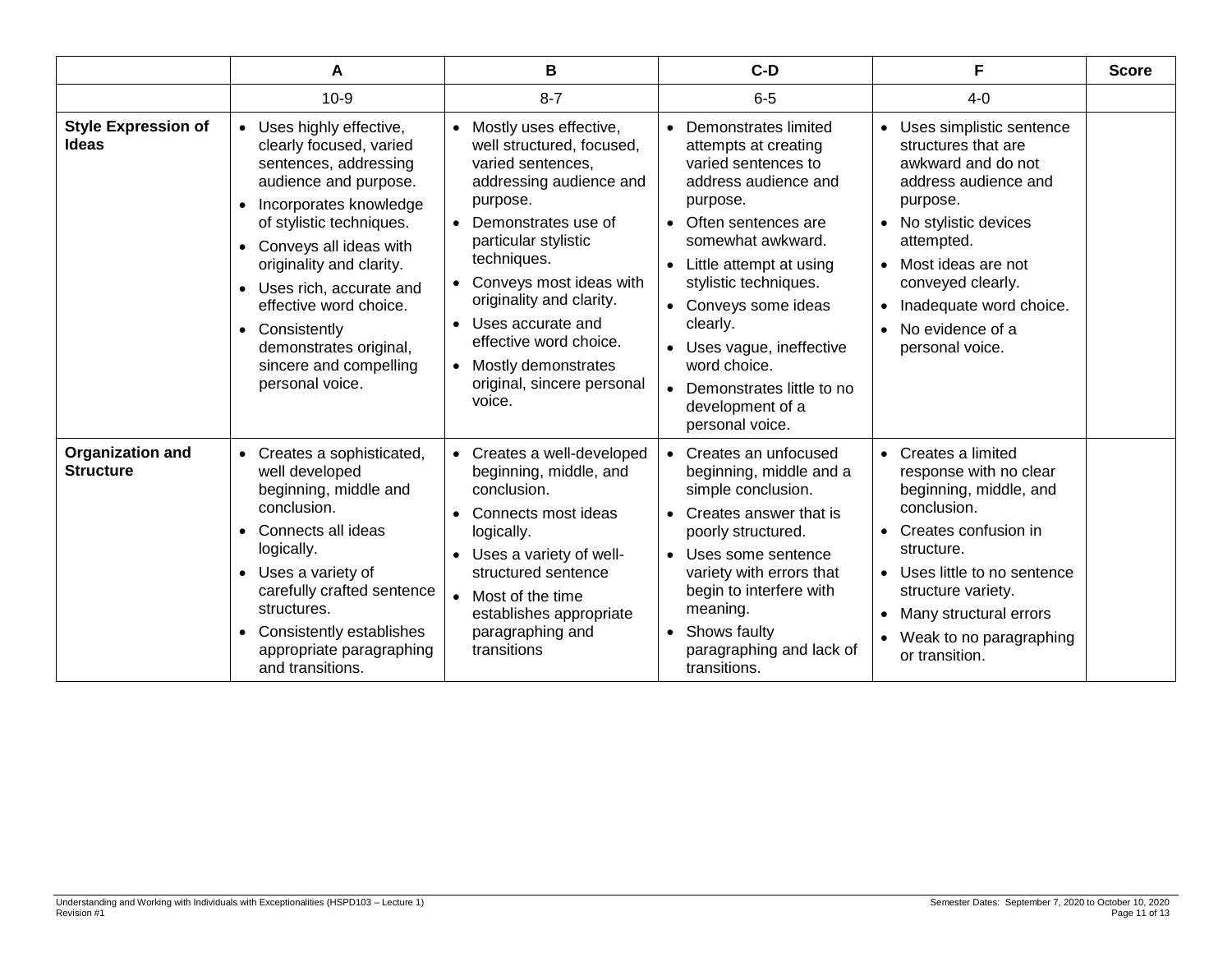| | A | B | C-D | F | Score |
|---|---|---|---|---|---|
| | 10-9 | 8-7 | 6-5 | 4-0 | |
| **Style Expression of Ideas** | • Uses highly effective, clearly focused, varied sentences, addressing audience and purpose.<br>• Incorporates knowledge of stylistic techniques.<br>• Conveys all ideas with originality and clarity.<br>• Uses rich, accurate and effective word choice.<br>• Consistently demonstrates original, sincere and compelling personal voice. | • Mostly uses effective, well structured, focused, varied sentences, addressing audience and purpose.<br>• Demonstrates use of particular stylistic techniques.<br>• Conveys most ideas with originality and clarity.<br>• Uses accurate and effective word choice.<br>• Mostly demonstrates original, sincere personal voice. | • Demonstrates limited attempts at creating varied sentences to address audience and purpose.<br>• Often sentences are somewhat awkward.<br>• Little attempt at using stylistic techniques.<br>• Conveys some ideas clearly.<br>• Uses vague, ineffective word choice.<br>• Demonstrates little to no development of a personal voice. | • Uses simplistic sentence structures that are awkward and do not address audience and purpose.<br>• No stylistic devices attempted.<br>• Most ideas are not conveyed clearly.<br>• Inadequate word choice.<br>• No evidence of a personal voice. | |
| **Organization and Structure** | • Creates a sophisticated, well developed beginning, middle and conclusion.<br>• Connects all ideas logically.<br>• Uses a variety of carefully crafted sentence structures.<br>• Consistently establishes appropriate paragraphing and transitions. | • Creates a well-developed beginning, middle, and conclusion.<br>• Connects most ideas logically.<br>• Uses a variety of well-structured sentence<br>• Most of the time establishes appropriate paragraphing and transitions | • Creates an unfocused beginning, middle and a simple conclusion.<br>• Creates answer that is poorly structured.<br>• Uses some sentence variety with errors that begin to interfere with meaning.<br>• Shows faulty paragraphing and lack of transitions. | • Creates a limited response with no clear beginning, middle, and conclusion.<br>• Creates confusion in structure.<br>• Uses little to no sentence structure variety.<br>• Many structural errors<br>• Weak to no paragraphing or transition. | |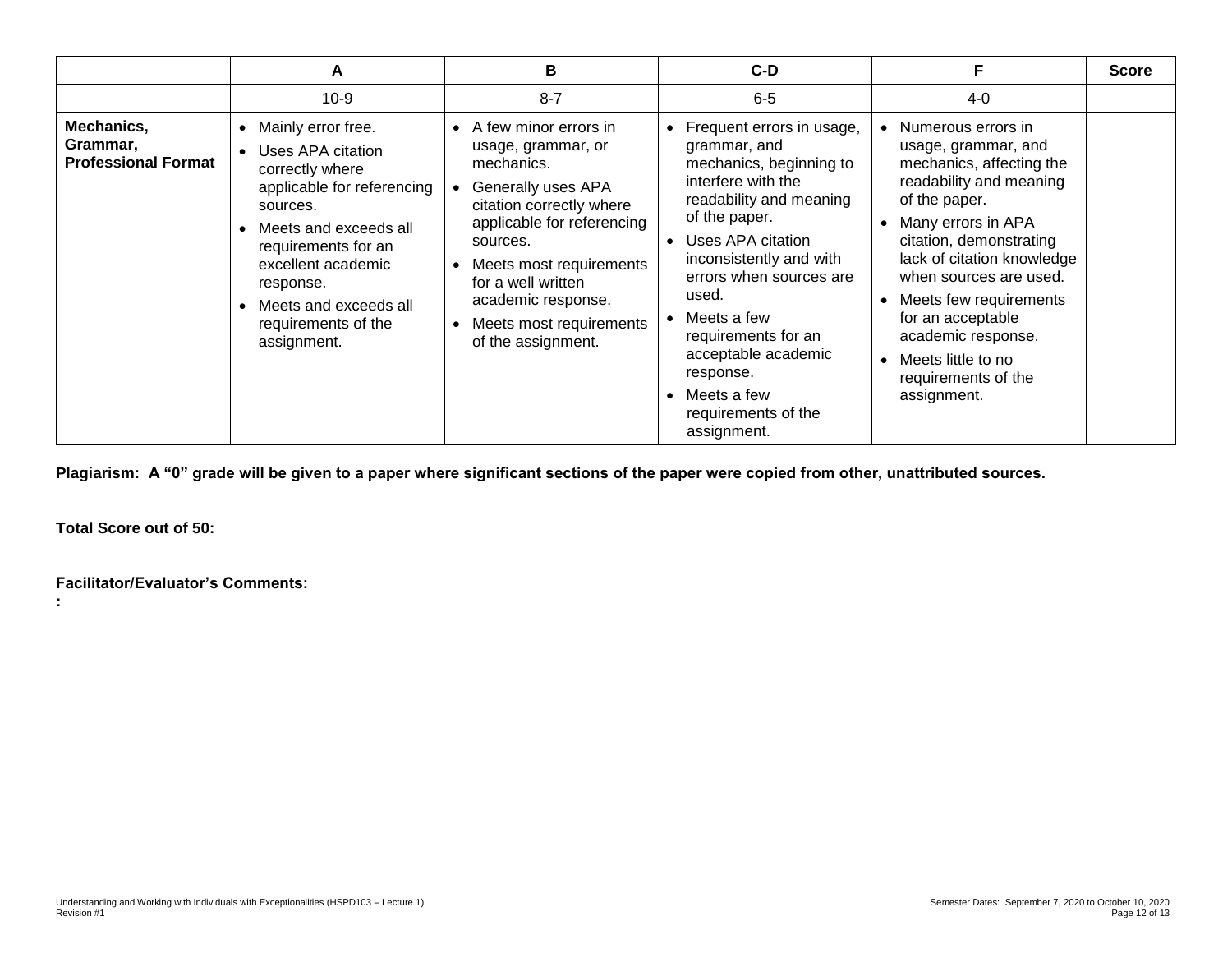| | A | B | C-D | F | Score |
|---|---|---|---|---|---|
| | 10-9 | 8-7 | 6-5 | 4-0 | |
| **Mechanics, Grammar, Professional Format** | • Mainly error free.<br>• Uses APA citation correctly where applicable for referencing sources.<br>• Meets and exceeds all requirements for an excellent academic response.<br>• Meets and exceeds all requirements of the assignment. | • A few minor errors in usage, grammar, or mechanics.<br>• Generally uses APA citation correctly where applicable for referencing sources.<br>• Meets most requirements for a well written academic response.<br>• Meets most requirements of the assignment. | • Frequent errors in usage, grammar, and mechanics, beginning to interfere with the readability and meaning of the paper.<br>• Uses APA citation inconsistently and with errors when sources are used.<br>• Meets a few requirements for an acceptable academic response.<br>• Meets a few requirements of the assignment. | • Numerous errors in usage, grammar, and mechanics, affecting the readability and meaning of the paper.<br>• Many errors in APA citation, demonstrating lack of citation knowledge when sources are used.<br>• Meets few requirements for an acceptable academic response.<br>• Meets little to no requirements of the assignment. | |

**Plagiarism: A "0" grade will be given to a paper where significant sections of the paper were copied from other, unattributed sources.**

**Total Score out of 50:**

**Facilitator/Evaluator's Comments:**

**:**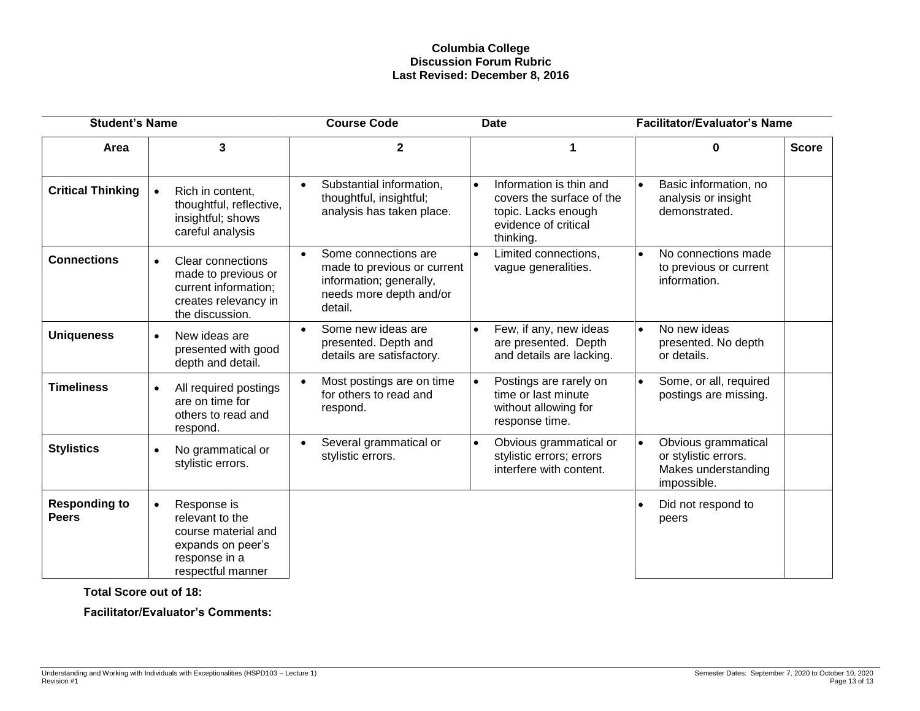**Columbia College**
**Discussion Forum Rubric**
**Last Revised: December 8, 2016**

| Student's Name | Course Code | Date | Facilitator/Evaluator's Name |
|---|---|---|---|
| | | | |

| Area | 3 | 2 | 1 | 0 | Score |
|---|---|---|---|---|---|
| **Critical Thinking** | • Rich in content, thoughtful, reflective, insightful; shows careful analysis | • Substantial information, thoughtful, insightful; analysis has taken place. | • Information is thin and covers the surface of the topic. Lacks enough evidence of critical thinking. | • Basic information, no analysis or insight demonstrated. | |
| **Connections** | • Clear connections made to previous or current information; creates relevancy in the discussion. | • Some connections are made to previous or current information; generally, needs more depth and/or detail. | • Limited connections, vague generalities. | • No connections made to previous or current information. | |
| **Uniqueness** | • New ideas are presented with good depth and detail. | • Some new ideas are presented. Depth and details are satisfactory. | • Few, if any, new ideas are presented. Depth and details are lacking. | • No new ideas presented. No depth or details. | |
| **Timeliness** | • All required postings are on time for others to read and respond. | • Most postings are on time for others to read and respond. | • Postings are rarely on time or last minute without allowing for response time. | • Some, or all, required postings are missing. | |
| **Stylistics** | • No grammatical or stylistic errors. | • Several grammatical or stylistic errors. | • Obvious grammatical or stylistic errors; errors interfere with content. | • Obvious grammatical or stylistic errors. Makes understanding impossible. | |
| **Responding to Peers** | • Response is relevant to the course material and expands on peer's response in a respectful manner | | | • Did not respond to peers | |

**Total Score out of 18:**

**Facilitator/Evaluator's Comments:**